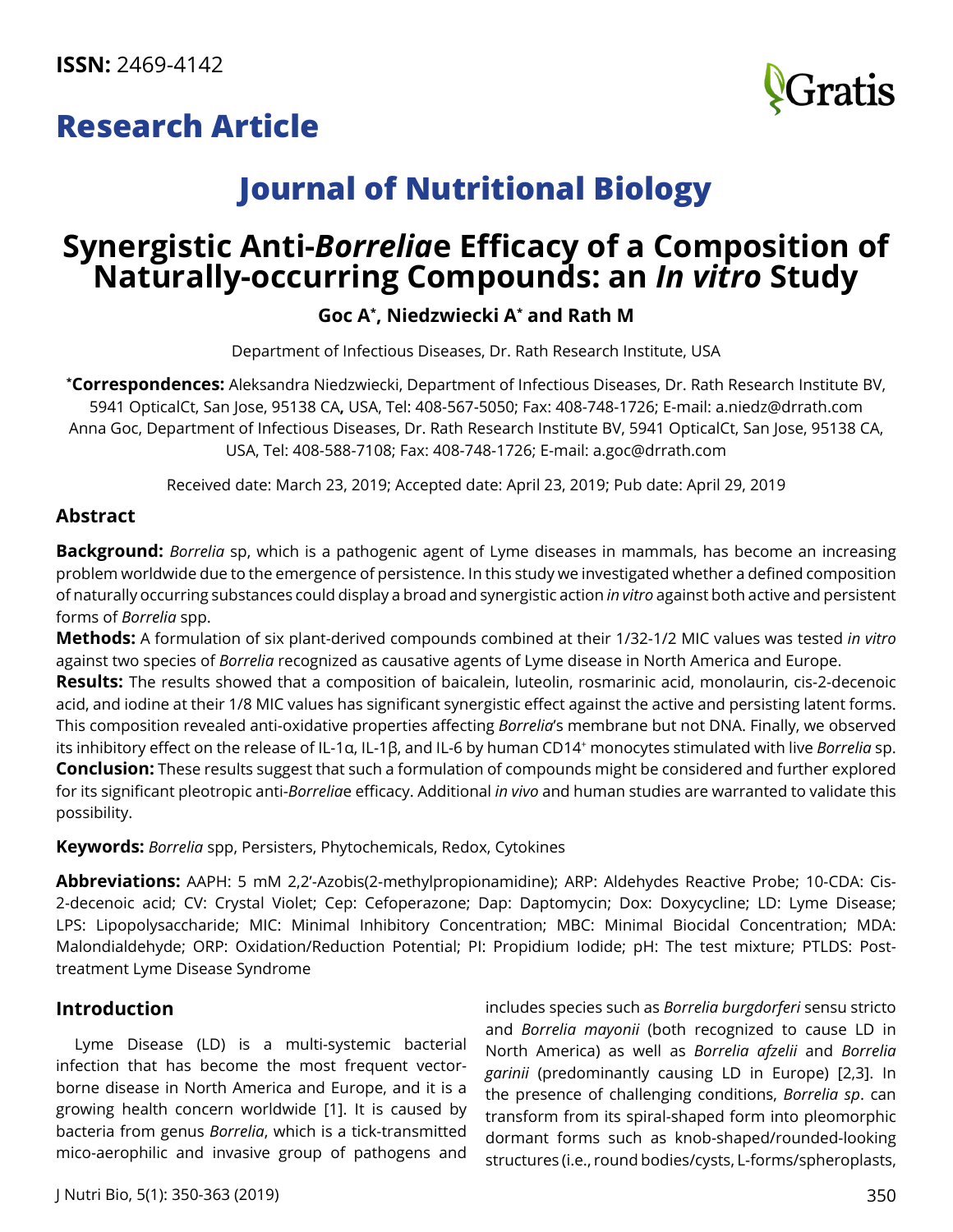**ISSN:** 2469-4142

## Research Article

## Journal of Nutritional Biology

# Synergistic Anti-*Borrelia*e Efficacy of a Composition of Naturally-occurring Compounds: an *In vitro* Study

**Goc A\*, Niedzwiecki A\* and Rath M**

Department of Infectious Diseases, Dr. Rath Research Institute, USA

\***Correspondences:** Aleksandra Niedzwiecki, Department of Infectious Diseases, Dr. Rath Research Institute BV, 5941 OpticalCt, San Jose, 95138 CA, USA, Tel: 408-567-5050; Fax: 408-748-1726; E-mail: a.niedz@drrath.com
Anna Goc, Department of Infectious Diseases, Dr. Rath Research Institute BV, 5941 OpticalCt, San Jose, 95138 CA, USA, Tel: 408-588-7108; Fax: 408-748-1726; E-mail: a.goc@drrath.com

Received date: March 23, 2019; Accepted date: April 23, 2019; Pub date: April 29, 2019

## Abstract

**Background:** *Borrelia* sp, which is a pathogenic agent of Lyme diseases in mammals, has become an increasing problem worldwide due to the emergence of persistence. In this study we investigated whether a defined composition of naturally occurring substances could display a broad and synergistic action *in vitro* against both active and persistent forms of *Borrelia* spp.

**Methods:** A formulation of six plant-derived compounds combined at their 1/32-1/2 MIC values was tested *in vitro* against two species of *Borrelia* recognized as causative agents of Lyme disease in North America and Europe.

**Results:** The results showed that a composition of baicalein, luteolin, rosmarinic acid, monolaurin, cis-2-decenoic acid, and iodine at their 1/8 MIC values has significant synergistic effect against the active and persisting latent forms. This composition revealed anti-oxidative properties affecting *Borrelia*'s membrane but not DNA. Finally, we observed its inhibitory effect on the release of IL-1α, IL-1β, and IL-6 by human CD14$^+$ monocytes stimulated with live *Borrelia* sp.

**Conclusion:** These results suggest that such a formulation of compounds might be considered and further explored for its significant pleotropic anti-*Borrelia*e efficacy. Additional *in vivo* and human studies are warranted to validate this possibility.

**Keywords:** *Borrelia* spp, Persisters, Phytochemicals, Redox, Cytokines

**Abbreviations:** AAPH: 5 mM 2,2'-Azobis(2-methylpropionamidine); ARP: Aldehydes Reactive Probe; 10-CDA: Cis-2-decenoic acid; CV: Crystal Violet; Cep: Cefoperazone; Dap: Daptomycin; Dox: Doxycycline; LD: Lyme Disease; LPS: Lipopolysaccharide; MIC: Minimal Inhibitory Concentration; MBC: Minimal Biocidal Concentration; MDA: Malondialdehyde; ORP: Oxidation/Reduction Potential; PI: Propidium Iodide; pH: The test mixture; PTLDS: Post-treatment Lyme Disease Syndrome

## Introduction

Lyme Disease (LD) is a multi-systemic bacterial infection that has become the most frequent vector-borne disease in North America and Europe, and it is a growing health concern worldwide [1]. It is caused by bacteria from genus *Borrelia*, which is a tick-transmitted mico-aerophilic and invasive group of pathogens and includes species such as *Borrelia burgdorferi* sensu stricto and *Borrelia mayonii* (both recognized to cause LD in North America) as well as *Borrelia afzelii* and *Borrelia garinii* (predominantly causing LD in Europe) [2,3]. In the presence of challenging conditions, *Borrelia sp*. can transform from its spiral-shaped form into pleomorphic dormant forms such as knob-shaped/rounded-looking structures (i.e., round bodies/cysts, L-forms/spheroplasts,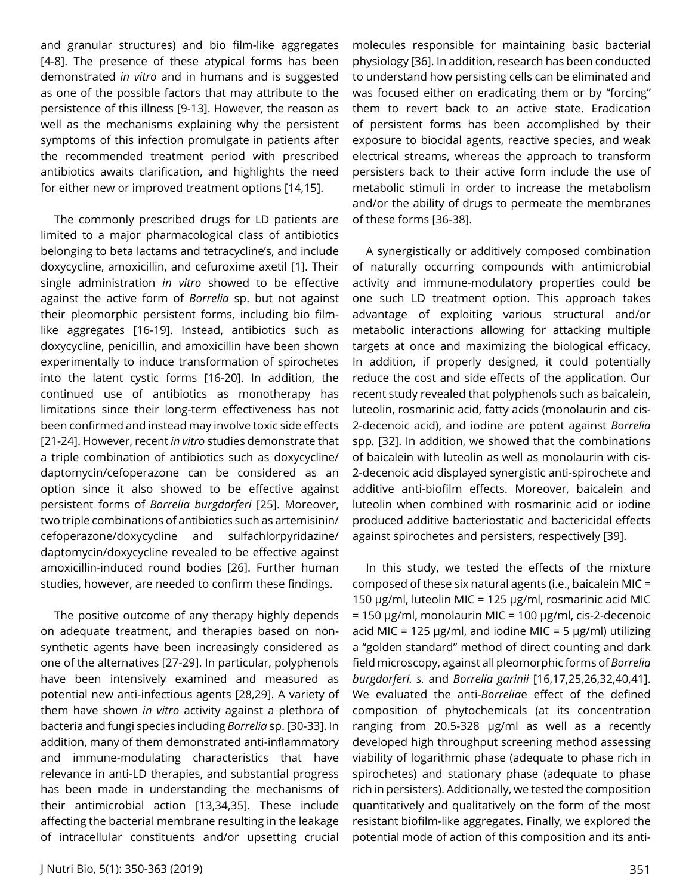and granular structures) and bio film-like aggregates [4-8]. The presence of these atypical forms has been demonstrated *in vitro* and in humans and is suggested as one of the possible factors that may attribute to the persistence of this illness [9-13]. However, the reason as well as the mechanisms explaining why the persistent symptoms of this infection promulgate in patients after the recommended treatment period with prescribed antibiotics awaits clarification, and highlights the need for either new or improved treatment options [14,15].

The commonly prescribed drugs for LD patients are limited to a major pharmacological class of antibiotics belonging to beta lactams and tetracycline's, and include doxycycline, amoxicillin, and cefuroxime axetil [1]. Their single administration *in vitro* showed to be effective against the active form of *Borrelia* sp. but not against their pleomorphic persistent forms, including bio film-like aggregates [16-19]. Instead, antibiotics such as doxycycline, penicillin, and amoxicillin have been shown experimentally to induce transformation of spirochetes into the latent cystic forms [16-20]. In addition, the continued use of antibiotics as monotherapy has limitations since their long-term effectiveness has not been confirmed and instead may involve toxic side effects [21-24]. However, recent *in vitro* studies demonstrate that a triple combination of antibiotics such as doxycycline/daptomycin/cefoperazone can be considered as an option since it also showed to be effective against persistent forms of *Borrelia burgdorferi* [25]. Moreover, two triple combinations of antibiotics such as artemisinin/cefoperazone/doxycycline and sulfachlorpyridazine/daptomycin/doxycycline revealed to be effective against amoxicillin-induced round bodies [26]. Further human studies, however, are needed to confirm these findings.

The positive outcome of any therapy highly depends on adequate treatment, and therapies based on non-synthetic agents have been increasingly considered as one of the alternatives [27-29]. In particular, polyphenols have been intensively examined and measured as potential new anti-infectious agents [28,29]. A variety of them have shown *in vitro* activity against a plethora of bacteria and fungi species including *Borrelia* sp. [30-33]. In addition, many of them demonstrated anti-inflammatory and immune-modulating characteristics that have relevance in anti-LD therapies, and substantial progress has been made in understanding the mechanisms of their antimicrobial action [13,34,35]. These include affecting the bacterial membrane resulting in the leakage of intracellular constituents and/or upsetting crucial molecules responsible for maintaining basic bacterial physiology [36]. In addition, research has been conducted to understand how persisting cells can be eliminated and was focused either on eradicating them or by "forcing" them to revert back to an active state. Eradication of persistent forms has been accomplished by their exposure to biocidal agents, reactive species, and weak electrical streams, whereas the approach to transform persisters back to their active form include the use of metabolic stimuli in order to increase the metabolism and/or the ability of drugs to permeate the membranes of these forms [36-38].

A synergistically or additively composed combination of naturally occurring compounds with antimicrobial activity and immune-modulatory properties could be one such LD treatment option. This approach takes advantage of exploiting various structural and/or metabolic interactions allowing for attacking multiple targets at once and maximizing the biological efficacy. In addition, if properly designed, it could potentially reduce the cost and side effects of the application. Our recent study revealed that polyphenols such as baicalein, luteolin, rosmarinic acid, fatty acids (monolaurin and cis-2-decenoic acid), and iodine are potent against *Borrelia* spp. [32]. In addition, we showed that the combinations of baicalein with luteolin as well as monolaurin with cis-2-decenoic acid displayed synergistic anti-spirochete and additive anti-biofilm effects. Moreover, baicalein and luteolin when combined with rosmarinic acid or iodine produced additive bacteriostatic and bactericidal effects against spirochetes and persisters, respectively [39].

In this study, we tested the effects of the mixture composed of these six natural agents (i.e., baicalein MIC = 150 μg/ml, luteolin MIC = 125 μg/ml, rosmarinic acid MIC = 150 μg/ml, monolaurin MIC = 100 μg/ml, cis-2-decenoic acid MIC = 125 μg/ml, and iodine MIC = 5 μg/ml) utilizing a "golden standard" method of direct counting and dark field microscopy, against all pleomorphic forms of *Borrelia burgdorferi. s.* and *Borrelia garinii* [16,17,25,26,32,40,41]. We evaluated the anti-*Borrelia*e effect of the defined composition of phytochemicals (at its concentration ranging from 20.5-328 μg/ml as well as a recently developed high throughput screening method assessing viability of logarithmic phase (adequate to phase rich in spirochetes) and stationary phase (adequate to phase rich in persisters). Additionally, we tested the composition quantitatively and qualitatively on the form of the most resistant biofilm-like aggregates. Finally, we explored the potential mode of action of this composition and its anti-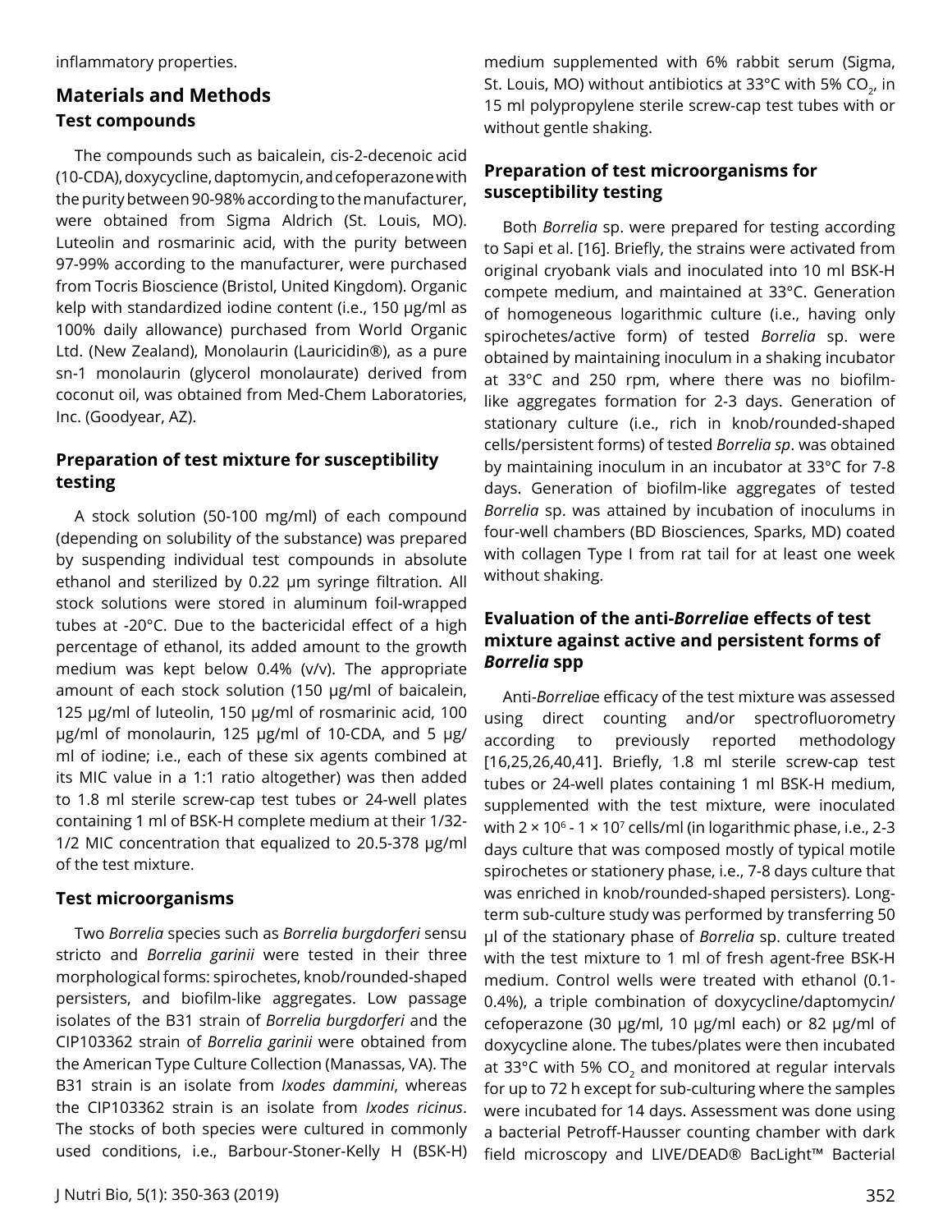inflammatory properties.

## Materials and Methods

### Test compounds

The compounds such as baicalein, cis-2-decenoic acid (10-CDA), doxycycline, daptomycin, and cefoperazone with the purity between 90-98% according to the manufacturer, were obtained from Sigma Aldrich (St. Louis, MO). Luteolin and rosmarinic acid, with the purity between 97-99% according to the manufacturer, were purchased from Tocris Bioscience (Bristol, United Kingdom). Organic kelp with standardized iodine content (i.e., 150 µg/ml as 100% daily allowance) purchased from World Organic Ltd. (New Zealand), Monolaurin (Lauricidin®), as a pure sn-1 monolaurin (glycerol monolaurate) derived from coconut oil, was obtained from Med-Chem Laboratories, Inc. (Goodyear, AZ).

### Preparation of test mixture for susceptibility testing

A stock solution (50-100 mg/ml) of each compound (depending on solubility of the substance) was prepared by suspending individual test compounds in absolute ethanol and sterilized by 0.22 µm syringe filtration. All stock solutions were stored in aluminum foil-wrapped tubes at -20°C. Due to the bactericidal effect of a high percentage of ethanol, its added amount to the growth medium was kept below 0.4% (v/v). The appropriate amount of each stock solution (150 µg/ml of baicalein, 125 µg/ml of luteolin, 150 µg/ml of rosmarinic acid, 100 µg/ml of monolaurin, 125 µg/ml of 10-CDA, and 5 µg/ml of iodine; i.e., each of these six agents combined at its MIC value in a 1:1 ratio altogether) was then added to 1.8 ml sterile screw-cap test tubes or 24-well plates containing 1 ml of BSK-H complete medium at their 1/32-1/2 MIC concentration that equalized to 20.5-378 µg/ml of the test mixture.

### Test microorganisms

Two *Borrelia* species such as *Borrelia burgdorferi* sensu stricto and *Borrelia garinii* were tested in their three morphological forms: spirochetes, knob/rounded-shaped persisters, and biofilm-like aggregates. Low passage isolates of the B31 strain of *Borrelia burgdorferi* and the CIP103362 strain of *Borrelia garinii* were obtained from the American Type Culture Collection (Manassas, VA). The B31 strain is an isolate from *Ixodes dammini*, whereas the CIP103362 strain is an isolate from *Ixodes ricinus*. The stocks of both species were cultured in commonly used conditions, i.e., Barbour-Stoner-Kelly H (BSK-H) medium supplemented with 6% rabbit serum (Sigma, St. Louis, MO) without antibiotics at 33°C with 5% $CO_2$, in 15 ml polypropylene sterile screw-cap test tubes with or without gentle shaking.

### Preparation of test microorganisms for susceptibility testing

Both *Borrelia* sp. were prepared for testing according to Sapi et al. [16]. Briefly, the strains were activated from original cryobank vials and inoculated into 10 ml BSK-H compete medium, and maintained at 33°C. Generation of homogeneous logarithmic culture (i.e., having only spirochetes/active form) of tested *Borrelia* sp. were obtained by maintaining inoculum in a shaking incubator at 33°C and 250 rpm, where there was no biofilm-like aggregates formation for 2-3 days. Generation of stationary culture (i.e., rich in knob/rounded-shaped cells/persistent forms) of tested *Borrelia sp*. was obtained by maintaining inoculum in an incubator at 33°C for 7-8 days. Generation of biofilm-like aggregates of tested *Borrelia* sp. was attained by incubation of inoculums in four-well chambers (BD Biosciences, Sparks, MD) coated with collagen Type I from rat tail for at least one week without shaking.

### Evaluation of the anti-*Borrelia*e effects of test mixture against active and persistent forms of *Borrelia* spp

Anti-*Borrelia*e efficacy of the test mixture was assessed using direct counting and/or spectrofluorometry according to previously reported methodology [16,25,26,40,41]. Briefly, 1.8 ml sterile screw-cap test tubes or 24-well plates containing 1 ml BSK-H medium, supplemented with the test mixture, were inoculated with $2 \times 10^6$ - $1 \times 10^7$ cells/ml (in logarithmic phase, i.e., 2-3 days culture that was composed mostly of typical motile spirochetes or stationery phase, i.e., 7-8 days culture that was enriched in knob/rounded-shaped persisters). Long-term sub-culture study was performed by transferring 50 µl of the stationary phase of *Borrelia* sp. culture treated with the test mixture to 1 ml of fresh agent-free BSK-H medium. Control wells were treated with ethanol (0.1-0.4%), a triple combination of doxycycline/daptomycin/cefoperazone (30 µg/ml, 10 µg/ml each) or 82 µg/ml of doxycycline alone. The tubes/plates were then incubated at 33°C with 5% $CO_2$ and monitored at regular intervals for up to 72 h except for sub-culturing where the samples were incubated for 14 days. Assessment was done using a bacterial Petroff-Hausser counting chamber with dark field microscopy and LIVE/DEAD® BacLight™ Bacterial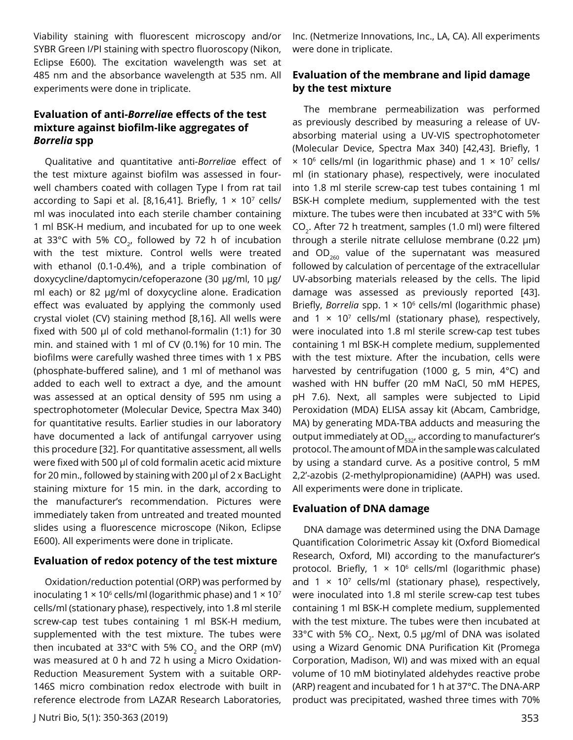Viability staining with fluorescent microscopy and/or SYBR Green I/PI staining with spectro fluoroscopy (Nikon, Eclipse E600). The excitation wavelength was set at 485 nm and the absorbance wavelength at 535 nm. All experiments were done in triplicate.

### Evaluation of anti-*Borrelia*e effects of the test mixture against biofilm-like aggregates of *Borrelia* spp

Qualitative and quantitative anti-*Borrelia*e effect of the test mixture against biofilm was assessed in four-well chambers coated with collagen Type I from rat tail according to Sapi et al. [8,16,41]. Briefly, $1 \times 10^7$ cells/ml was inoculated into each sterile chamber containing 1 ml BSK-H medium, and incubated for up to one week at 33°C with 5% $CO_2$, followed by 72 h of incubation with the test mixture. Control wells were treated with ethanol (0.1-0.4%), and a triple combination of doxycycline/daptomycin/cefoperazone (30 µg/ml, 10 µg/ml each) or 82 µg/ml of doxycycline alone. Eradication effect was evaluated by applying the commonly used crystal violet (CV) staining method [8,16]. All wells were fixed with 500 µl of cold methanol-formalin (1:1) for 30 min. and stained with 1 ml of CV (0.1%) for 10 min. The biofilms were carefully washed three times with 1 x PBS (phosphate-buffered saline), and 1 ml of methanol was added to each well to extract a dye, and the amount was assessed at an optical density of 595 nm using a spectrophotometer (Molecular Device, Spectra Max 340) for quantitative results. Earlier studies in our laboratory have documented a lack of antifungal carryover using this procedure [32]. For quantitative assessment, all wells were fixed with 500 µl of cold formalin acetic acid mixture for 20 min., followed by staining with 200 µl of 2 x BacLight staining mixture for 15 min. in the dark, according to the manufacturer's recommendation. Pictures were immediately taken from untreated and treated mounted slides using a fluorescence microscope (Nikon, Eclipse E600). All experiments were done in triplicate.

### Evaluation of redox potency of the test mixture

Oxidation/reduction potential (ORP) was performed by inoculating $1 \times 10^6$ cells/ml (logarithmic phase) and $1 \times 10^7$ cells/ml (stationary phase), respectively, into 1.8 ml sterile screw-cap test tubes containing 1 ml BSK-H medium, supplemented with the test mixture. The tubes were then incubated at 33°C with 5% $CO_2$ and the ORP (mV) was measured at 0 h and 72 h using a Micro Oxidation-Reduction Measurement System with a suitable ORP-146S micro combination redox electrode with built in reference electrode from LAZAR Research Laboratories, Inc. (Netmerize Innovations, Inc., LA, CA). All experiments were done in triplicate.

### Evaluation of the membrane and lipid damage by the test mixture

The membrane permeabilization was performed as previously described by measuring a release of UV-absorbing material using a UV-VIS spectrophotometer (Molecular Device, Spectra Max 340) [42,43]. Briefly, $1 \times 10^6$ cells/ml (in logarithmic phase) and $1 \times 10^7$ cells/ml (in stationary phase), respectively, were inoculated into 1.8 ml sterile screw-cap test tubes containing 1 ml BSK-H complete medium, supplemented with the test mixture. The tubes were then incubated at 33°C with 5% $CO_2$. After 72 h treatment, samples (1.0 ml) were filtered through a sterile nitrate cellulose membrane (0.22 µm) and $OD_{260}$ value of the supernatant was measured followed by calculation of percentage of the extracellular UV-absorbing materials released by the cells. The lipid damage was assessed as previously reported [43]. Briefly, *Borrelia* spp. $1 \times 10^6$ cells/ml (logarithmic phase) and $1 \times 10^7$ cells/ml (stationary phase), respectively, were inoculated into 1.8 ml sterile screw-cap test tubes containing 1 ml BSK-H complete medium, supplemented with the test mixture. After the incubation, cells were harvested by centrifugation (1000 g, 5 min, 4°C) and washed with HN buffer (20 mM NaCl, 50 mM HEPES, pH 7.6). Next, all samples were subjected to Lipid Peroxidation (MDA) ELISA assay kit (Abcam, Cambridge, MA) by generating MDA-TBA adducts and measuring the output immediately at $OD_{532}$, according to manufacturer's protocol. The amount of MDA in the sample was calculated by using a standard curve. As a positive control, 5 mM 2,2'-azobis (2-methylpropionamidine) (AAPH) was used. All experiments were done in triplicate.

### Evaluation of DNA damage

DNA damage was determined using the DNA Damage Quantification Colorimetric Assay kit (Oxford Biomedical Research, Oxford, MI) according to the manufacturer's protocol. Briefly, $1 \times 10^6$ cells/ml (logarithmic phase) and $1 \times 10^7$ cells/ml (stationary phase), respectively, were inoculated into 1.8 ml sterile screw-cap test tubes containing 1 ml BSK-H complete medium, supplemented with the test mixture. The tubes were then incubated at 33°C with 5% $CO_2$. Next, 0.5 µg/ml of DNA was isolated using a Wizard Genomic DNA Purification Kit (Promega Corporation, Madison, WI) and was mixed with an equal volume of 10 mM biotinylated aldehydes reactive probe (ARP) reagent and incubated for 1 h at 37°C. The DNA-ARP product was precipitated, washed three times with 70%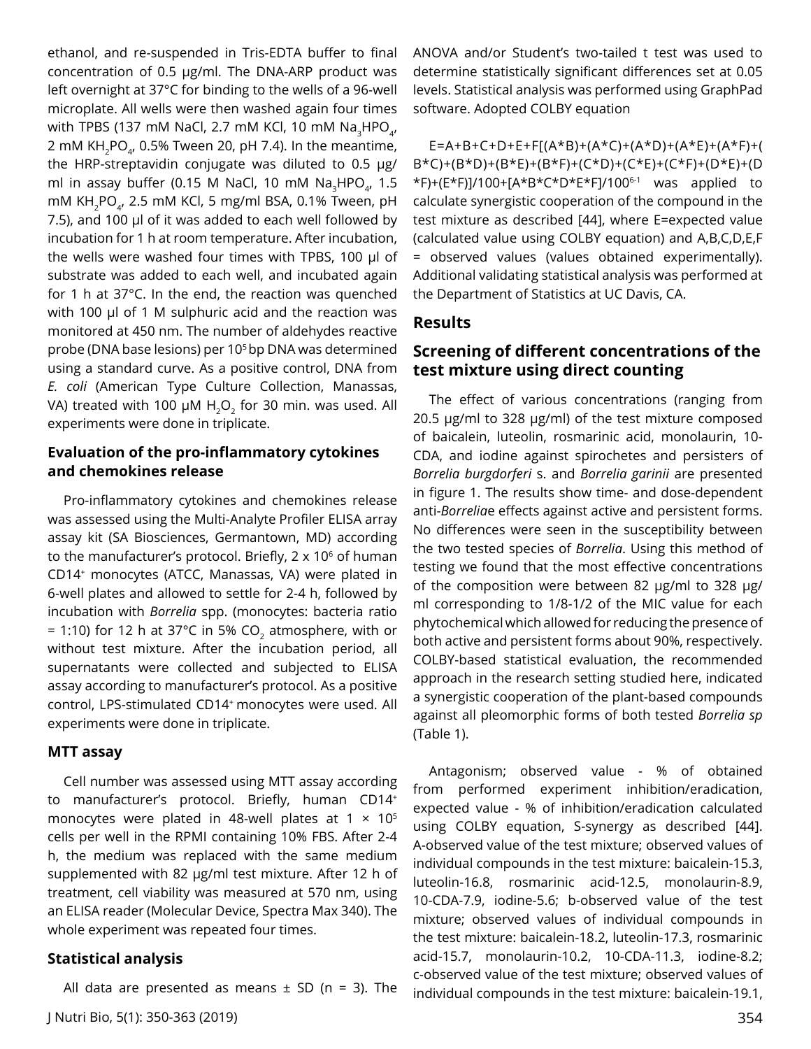ethanol, and re-suspended in Tris-EDTA buffer to final concentration of 0.5 µg/ml. The DNA-ARP product was left overnight at 37°C for binding to the wells of a 96-well microplate. All wells were then washed again four times with TPBS (137 mM NaCl, 2.7 mM KCl, 10 mM $Na_3HPO_4$, 2 mM $KH_2PO_4$, 0.5% Tween 20, pH 7.4). In the meantime, the HRP-streptavidin conjugate was diluted to 0.5 µg/ml in assay buffer (0.15 M NaCl, 10 mM $Na_3HPO_4$, 1.5 mM $KH_2PO_4$, 2.5 mM KCl, 5 mg/ml BSA, 0.1% Tween, pH 7.5), and 100 µl of it was added to each well followed by incubation for 1 h at room temperature. After incubation, the wells were washed four times with TPBS, 100 µl of substrate was added to each well, and incubated again for 1 h at 37°C. In the end, the reaction was quenched with 100 µl of 1 M sulphuric acid and the reaction was monitored at 450 nm. The number of aldehydes reactive probe (DNA base lesions) per $10^5$ bp DNA was determined using a standard curve. As a positive control, DNA from *E. coli* (American Type Culture Collection, Manassas, VA) treated with 100 µM $H_2O_2$ for 30 min. was used. All experiments were done in triplicate.

### Evaluation of the pro-inflammatory cytokines and chemokines release

Pro-inflammatory cytokines and chemokines release was assessed using the Multi-Analyte Profiler ELISA array assay kit (SA Biosciences, Germantown, MD) according to the manufacturer's protocol. Briefly, $2 \times 10^6$ of human $CD14^+$ monocytes (ATCC, Manassas, VA) were plated in 6-well plates and allowed to settle for 2-4 h, followed by incubation with *Borrelia* spp. (monocytes: bacteria ratio = 1:10) for 12 h at 37°C in 5% $CO_2$ atmosphere, with or without test mixture. After the incubation period, all supernatants were collected and subjected to ELISA assay according to manufacturer's protocol. As a positive control, LPS-stimulated $CD14^+$ monocytes were used. All experiments were done in triplicate.

### MTT assay

Cell number was assessed using MTT assay according to manufacturer's protocol. Briefly, human $CD14^+$ monocytes were plated in 48-well plates at $1 \times 10^5$ cells per well in the RPMI containing 10% FBS. After 2-4 h, the medium was replaced with the same medium supplemented with 82 µg/ml test mixture. After 12 h of treatment, cell viability was measured at 570 nm, using an ELISA reader (Molecular Device, Spectra Max 340). The whole experiment was repeated four times.

### Statistical analysis

All data are presented as means ± SD (n = 3). The ANOVA and/or Student's two-tailed t test was used to determine statistically significant differences set at 0.05 levels. Statistical analysis was performed using GraphPad software. Adopted COLBY equation

$E=A+B+C+D+E+F[(A*B)+(A*C)+(A*D)+(A*E)+(A*F)+(B*C)+(B*D)+(B*E)+(B*F)+(C*D)+(C*E)+(C*F)+(D*E)+(D*F)+(E*F)]/100+[A*B*C*D*E*F]/100^{6-1}$ was applied to calculate synergistic cooperation of the compound in the test mixture as described [44], where E=expected value (calculated value using COLBY equation) and A,B,C,D,E,F = observed values (values obtained experimentally). Additional validating statistical analysis was performed at the Department of Statistics at UC Davis, CA.

## Results

### Screening of different concentrations of the test mixture using direct counting

The effect of various concentrations (ranging from 20.5 µg/ml to 328 µg/ml) of the test mixture composed of baicalein, luteolin, rosmarinic acid, monolaurin, 10-CDA, and iodine against spirochetes and persisters of *Borrelia burgdorferi* s. and *Borrelia garinii* are presented in figure 1. The results show time- and dose-dependent anti-*Borrelia*e effects against active and persistent forms. No differences were seen in the susceptibility between the two tested species of *Borrelia*. Using this method of testing we found that the most effective concentrations of the composition were between 82 µg/ml to 328 µg/ml corresponding to 1/8-1/2 of the MIC value for each phytochemical which allowed for reducing the presence of both active and persistent forms about 90%, respectively. COLBY-based statistical evaluation, the recommended approach in the research setting studied here, indicated a synergistic cooperation of the plant-based compounds against all pleomorphic forms of both tested *Borrelia sp* (Table 1).

Antagonism; observed value - % of obtained from performed experiment inhibition/eradication, expected value - % of inhibition/eradication calculated using COLBY equation, S-synergy as described [44]. A-observed value of the test mixture; observed values of individual compounds in the test mixture: baicalein-15.3, luteolin-16.8, rosmarinic acid-12.5, monolaurin-8.9, 10-CDA-7.9, iodine-5.6; b-observed value of the test mixture; observed values of individual compounds in the test mixture: baicalein-18.2, luteolin-17.3, rosmarinic acid-15.7, monolaurin-10.2, 10-CDA-11.3, iodine-8.2; c-observed value of the test mixture; observed values of individual compounds in the test mixture: baicalein-19.1,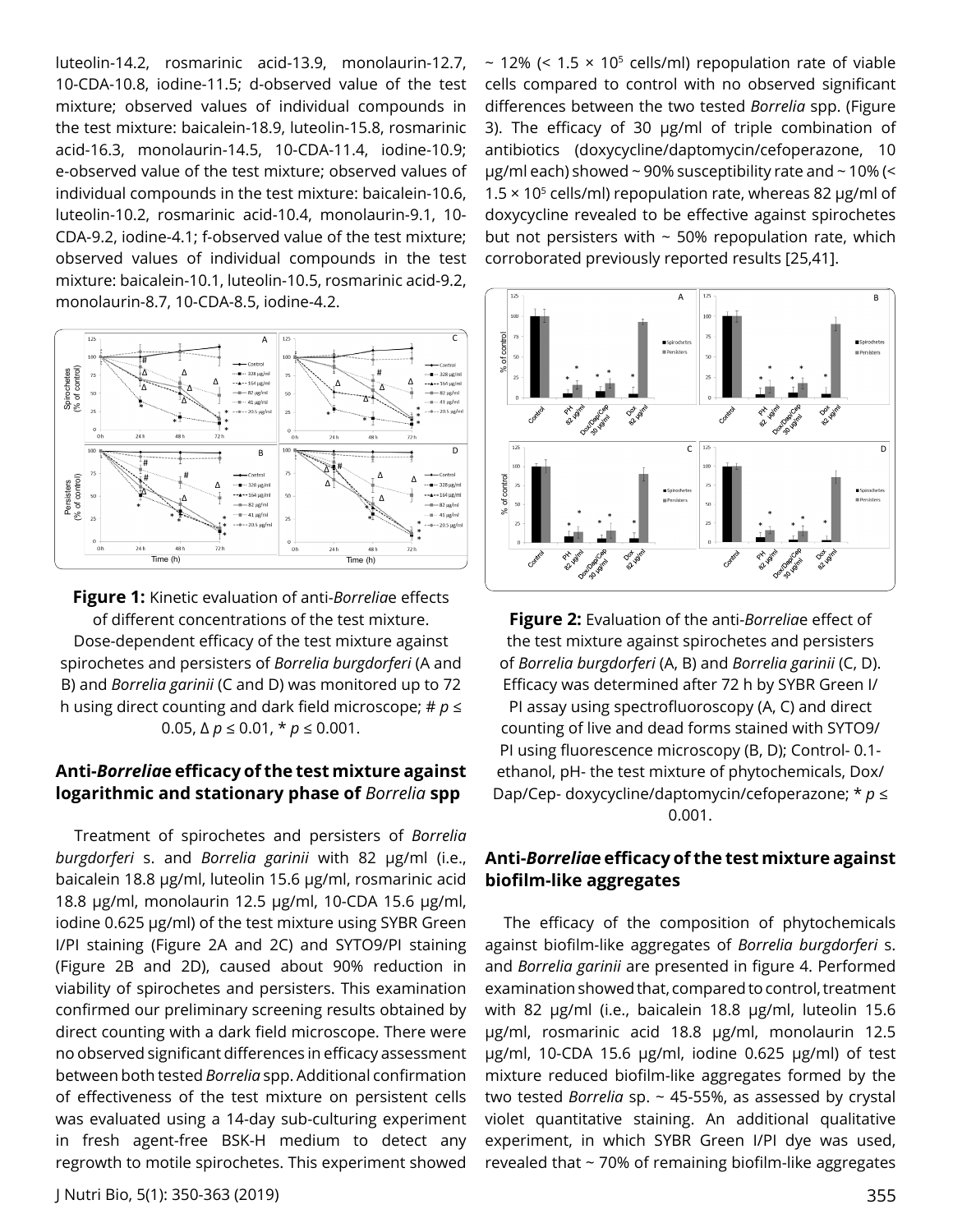luteolin-14.2, rosmarinic acid-13.9, monolaurin-12.7, 10-CDA-10.8, iodine-11.5; d-observed value of the test mixture; observed values of individual compounds in the test mixture: baicalein-18.9, luteolin-15.8, rosmarinic acid-16.3, monolaurin-14.5, 10-CDA-11.4, iodine-10.9; e-observed value of the test mixture; observed values of individual compounds in the test mixture: baicalein-10.6, luteolin-10.2, rosmarinic acid-10.4, monolaurin-9.1, 10-CDA-9.2, iodine-4.1; f-observed value of the test mixture; observed values of individual compounds in the test mixture: baicalein-10.1, luteolin-10.5, rosmarinic acid-9.2, monolaurin-8.7, 10-CDA-8.5, iodine-4.2.

**Figure 1:** Kinetic evaluation of anti-*Borrelia*e effects of different concentrations of the test mixture. Dose-dependent efficacy of the test mixture against spirochetes and persisters of *Borrelia burgdorferi* (A and B) and *Borrelia garinii* (C and D) was monitored up to 72 h using direct counting and dark field microscope; # $p \leq 0.05$, Δ $p \leq 0.01$, * $p \leq 0.001$.

## Anti-*Borrelia*e efficacy of the test mixture against logarithmic and stationary phase of *Borrelia* spp

Treatment of spirochetes and persisters of *Borrelia burgdorferi* s. and *Borrelia garinii* with 82 μg/ml (i.e., baicalein 18.8 μg/ml, luteolin 15.6 μg/ml, rosmarinic acid 18.8 μg/ml, monolaurin 12.5 μg/ml, 10-CDA 15.6 μg/ml, iodine 0.625 μg/ml) of the test mixture using SYBR Green I/PI staining (Figure 2A and 2C) and SYTO9/PI staining (Figure 2B and 2D), caused about 90% reduction in viability of spirochetes and persisters. This examination confirmed our preliminary screening results obtained by direct counting with a dark field microscope. There were no observed significant differences in efficacy assessment between both tested *Borrelia* spp. Additional confirmation of effectiveness of the test mixture on persistent cells was evaluated using a 14-day sub-culturing experiment in fresh agent-free BSK-H medium to detect any regrowth to motile spirochetes. This experiment showed ~ 12% (< $1.5 \times 10^5$ cells/ml) repopulation rate of viable cells compared to control with no observed significant differences between the two tested *Borrelia* spp. (Figure 3). The efficacy of 30 μg/ml of triple combination of antibiotics (doxycycline/daptomycin/cefoperazone, 10 μg/ml each) showed ~ 90% susceptibility rate and ~ 10% (< $1.5 \times 10^5$ cells/ml) repopulation rate, whereas 82 μg/ml of doxycycline revealed to be effective against spirochetes but not persisters with ~ 50% repopulation rate, which corroborated previously reported results [25,41].

**Figure 2:** Evaluation of the anti-*Borrelia*e effect of the test mixture against spirochetes and persisters of *Borrelia burgdorferi* (A, B) and *Borrelia garinii* (C, D). Efficacy was determined after 72 h by SYBR Green I/PI assay using spectrofluoroscopy (A, C) and direct counting of live and dead forms stained with SYTO9/PI using fluorescence microscopy (B, D); Control- 0.1-ethanol, pH- the test mixture of phytochemicals, Dox/Dap/Cep- doxycycline/daptomycin/cefoperazone; * $p \leq 0.001$.

## Anti-*Borrelia*e efficacy of the test mixture against biofilm-like aggregates

The efficacy of the composition of phytochemicals against biofilm-like aggregates of *Borrelia burgdorferi* s. and *Borrelia garinii* are presented in figure 4. Performed examination showed that, compared to control, treatment with 82 μg/ml (i.e., baicalein 18.8 μg/ml, luteolin 15.6 μg/ml, rosmarinic acid 18.8 μg/ml, monolaurin 12.5 μg/ml, 10-CDA 15.6 μg/ml, iodine 0.625 μg/ml) of test mixture reduced biofilm-like aggregates formed by the two tested *Borrelia* sp. ~ 45-55%, as assessed by crystal violet quantitative staining. An additional qualitative experiment, in which SYBR Green I/PI dye was used, revealed that ~ 70% of remaining biofilm-like aggregates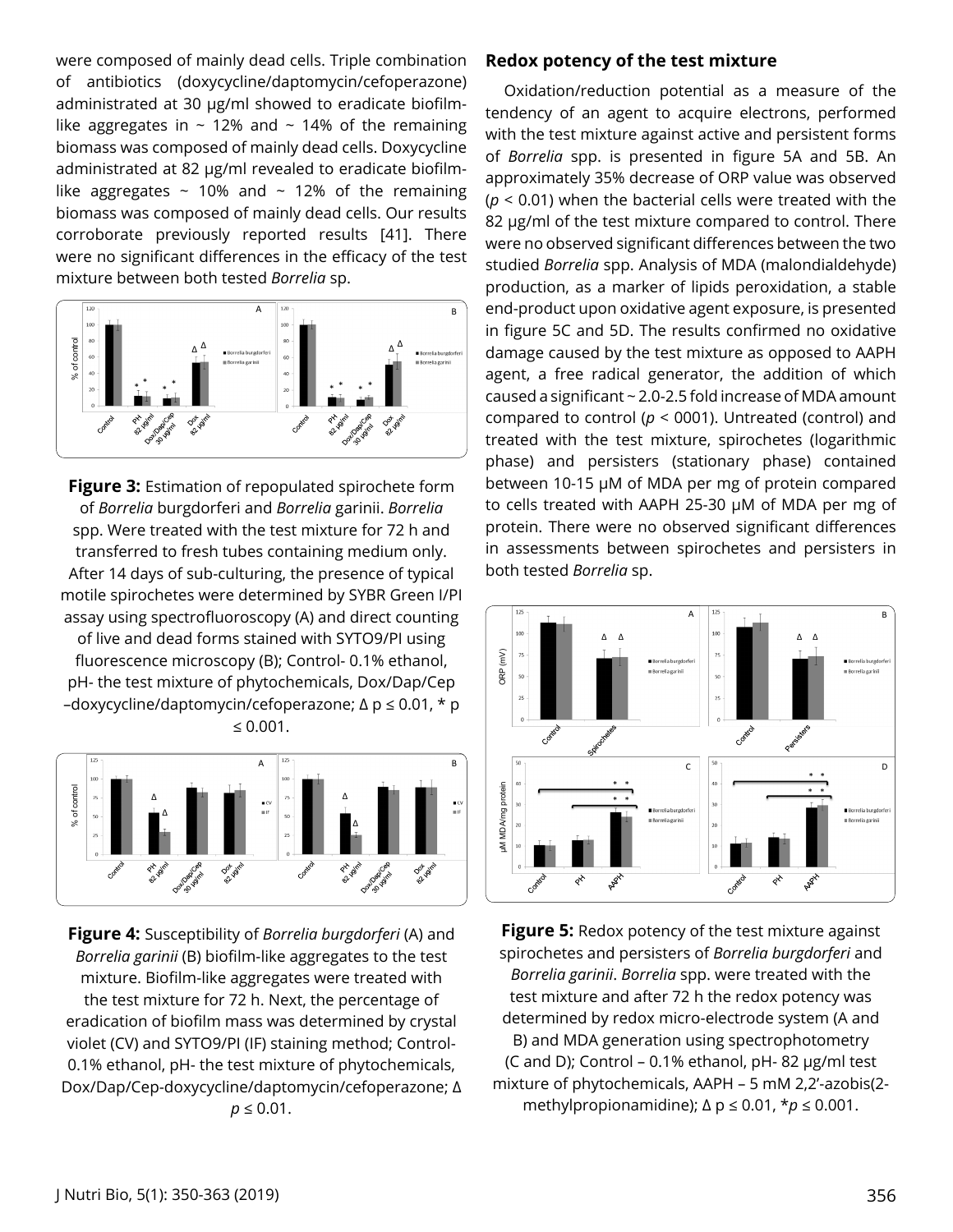were composed of mainly dead cells. Triple combination of antibiotics (doxycycline/daptomycin/cefoperazone) administrated at 30 µg/ml showed to eradicate biofilm-like aggregates in ~ 12% and ~ 14% of the remaining biomass was composed of mainly dead cells. Doxycycline administrated at 82 µg/ml revealed to eradicate biofilm-like aggregates ~ 10% and ~ 12% of the remaining biomass was composed of mainly dead cells. Our results corroborate previously reported results [41]. There were no significant differences in the efficacy of the test mixture between both tested *Borrelia* sp.

**Figure 3:** Estimation of repopulated spirochete form of *Borrelia* burgdorferi and *Borrelia* garinii. *Borrelia* spp. Were treated with the test mixture for 72 h and transferred to fresh tubes containing medium only. After 14 days of sub-culturing, the presence of typical motile spirochetes were determined by SYBR Green I/PI assay using spectrofluoroscopy (A) and direct counting of live and dead forms stained with SYTO9/PI using fluorescence microscopy (B); Control- 0.1% ethanol, pH- the test mixture of phytochemicals, Dox/Dap/Cep –doxycycline/daptomycin/cefoperazone; Δ p ≤ 0.01, * p ≤ 0.001.

**Figure 4:** Susceptibility of *Borrelia burgdorferi* (A) and *Borrelia garinii* (B) biofilm-like aggregates to the test mixture. Biofilm-like aggregates were treated with the test mixture for 72 h. Next, the percentage of eradication of biofilm mass was determined by crystal violet (CV) and SYTO9/PI (IF) staining method; Control- 0.1% ethanol, pH- the test mixture of phytochemicals, Dox/Dap/Cep-doxycycline/daptomycin/cefoperazone; Δ *p* ≤ 0.01.

### Redox potency of the test mixture

Oxidation/reduction potential as a measure of the tendency of an agent to acquire electrons, performed with the test mixture against active and persistent forms of *Borrelia* spp. is presented in figure 5A and 5B. An approximately 35% decrease of ORP value was observed ($p < 0.01$) when the bacterial cells were treated with the 82 µg/ml of the test mixture compared to control. There were no observed significant differences between the two studied *Borrelia* spp. Analysis of MDA (malondialdehyde) production, as a marker of lipids peroxidation, a stable end-product upon oxidative agent exposure, is presented in figure 5C and 5D. The results confirmed no oxidative damage caused by the test mixture as opposed to AAPH agent, a free radical generator, the addition of which caused a significant ~ 2.0-2.5 fold increase of MDA amount compared to control ($p < 0001$). Untreated (control) and treated with the test mixture, spirochetes (logarithmic phase) and persisters (stationary phase) contained between 10-15 µM of MDA per mg of protein compared to cells treated with AAPH 25-30 µM of MDA per mg of protein. There were no observed significant differences in assessments between spirochetes and persisters in both tested *Borrelia* sp.

**Figure 5:** Redox potency of the test mixture against spirochetes and persisters of *Borrelia burgdorferi* and *Borrelia garinii*. *Borrelia* spp. were treated with the test mixture and after 72 h the redox potency was determined by redox micro-electrode system (A and B) and MDA generation using spectrophotometry (C and D); Control – 0.1% ethanol, pH- 82 µg/ml test mixture of phytochemicals, AAPH – 5 mM 2,2'-azobis(2-methylpropionamidine); Δ p ≤ 0.01, *$p$ ≤ 0.001.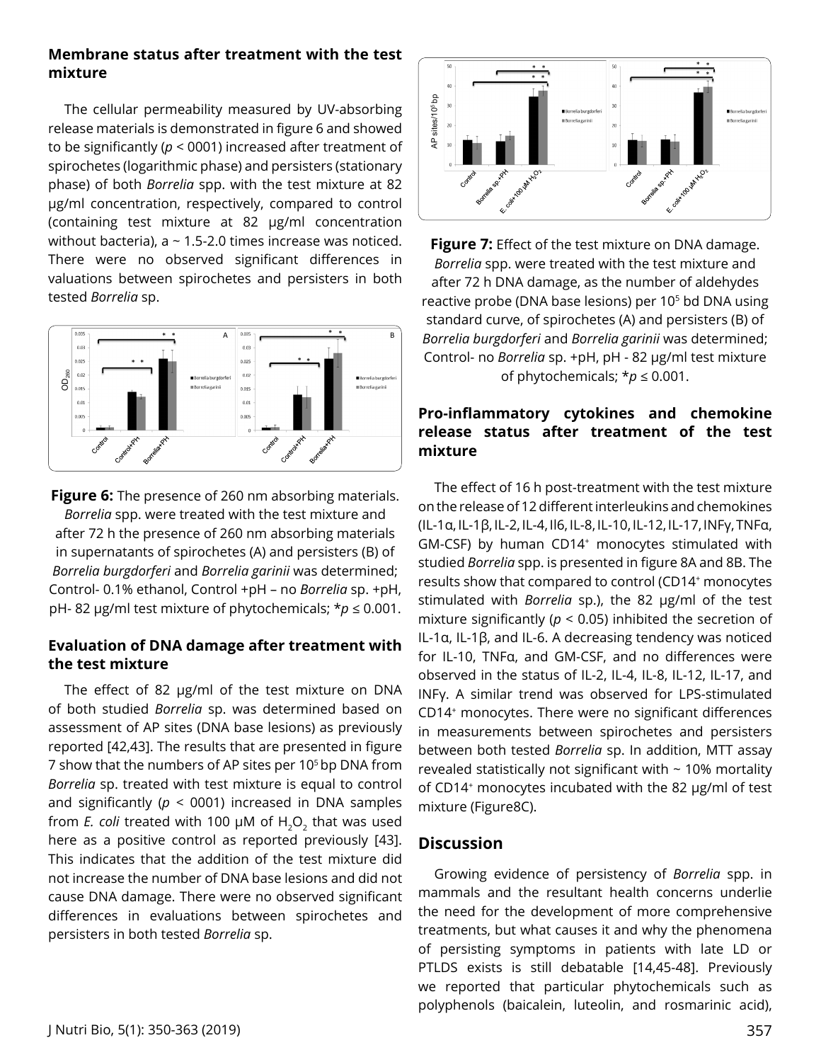### Membrane status after treatment with the test mixture

The cellular permeability measured by UV-absorbing release materials is demonstrated in figure 6 and showed to be significantly ($p$ < 0001) increased after treatment of spirochetes (logarithmic phase) and persisters (stationary phase) of both *Borrelia* spp. with the test mixture at 82 μg/ml concentration, respectively, compared to control (containing test mixture at 82 μg/ml concentration without bacteria), a ~ 1.5-2.0 times increase was noticed. There were no observed significant differences in valuations between spirochetes and persisters in both tested *Borrelia* sp.

**Figure 6:** The presence of 260 nm absorbing materials. *Borrelia* spp. were treated with the test mixture and after 72 h the presence of 260 nm absorbing materials in supernatants of spirochetes (A) and persisters (B) of *Borrelia burgdorferi* and *Borrelia garinii* was determined; Control- 0.1% ethanol, Control +pH – no *Borrelia* sp. +pH, pH- 82 μg/ml test mixture of phytochemicals; *$p \leq 0.001$.

### Evaluation of DNA damage after treatment with the test mixture

The effect of 82 μg/ml of the test mixture on DNA of both studied *Borrelia* sp. was determined based on assessment of AP sites (DNA base lesions) as previously reported [42,43]. The results that are presented in figure 7 show that the numbers of AP sites per $10^5$ bp DNA from *Borrelia* sp. treated with test mixture is equal to control and significantly ($p$ < 0001) increased in DNA samples from *E. coli* treated with 100 μM of $H_2O_2$ that was used here as a positive control as reported previously [43]. This indicates that the addition of the test mixture did not increase the number of DNA base lesions and did not cause DNA damage. There were no observed significant differences in evaluations between spirochetes and persisters in both tested *Borrelia* sp.

**Figure 7:** Effect of the test mixture on DNA damage. *Borrelia* spp. were treated with the test mixture and after 72 h DNA damage, as the number of aldehydes reactive probe (DNA base lesions) per $10^5$ bd DNA using standard curve, of spirochetes (A) and persisters (B) of *Borrelia burgdorferi* and *Borrelia garinii* was determined; Control- no *Borrelia* sp. +pH, pH - 82 μg/ml test mixture of phytochemicals; *$p \leq 0.001$.

### Pro-inflammatory cytokines and chemokine release status after treatment of the test mixture

The effect of 16 h post-treatment with the test mixture on the release of 12 different interleukins and chemokines (IL-1α, IL-1β, IL-2, IL-4, Il6, IL-8, IL-10, IL-12, IL-17, INFγ, TNFα, GM-CSF) by human CD14$^+$ monocytes stimulated with studied *Borrelia* spp. is presented in figure 8A and 8B. The results show that compared to control (CD14$^+$ monocytes stimulated with *Borrelia* sp.), the 82 μg/ml of the test mixture significantly ($p < 0.05$) inhibited the secretion of IL-1α, IL-1β, and IL-6. A decreasing tendency was noticed for IL-10, TNFα, and GM-CSF, and no differences were observed in the status of IL-2, IL-4, IL-8, IL-12, IL-17, and INFγ. A similar trend was observed for LPS-stimulated CD14$^+$ monocytes. There were no significant differences in measurements between spirochetes and persisters between both tested *Borrelia* sp. In addition, MTT assay revealed statistically not significant with ~ 10% mortality of CD14$^+$ monocytes incubated with the 82 μg/ml of test mixture (Figure8C).

## Discussion

Growing evidence of persistency of *Borrelia* spp. in mammals and the resultant health concerns underlie the need for the development of more comprehensive treatments, but what causes it and why the phenomena of persisting symptoms in patients with late LD or PTLDS exists is still debatable [14,45-48]. Previously we reported that particular phytochemicals such as polyphenols (baicalein, luteolin, and rosmarinic acid),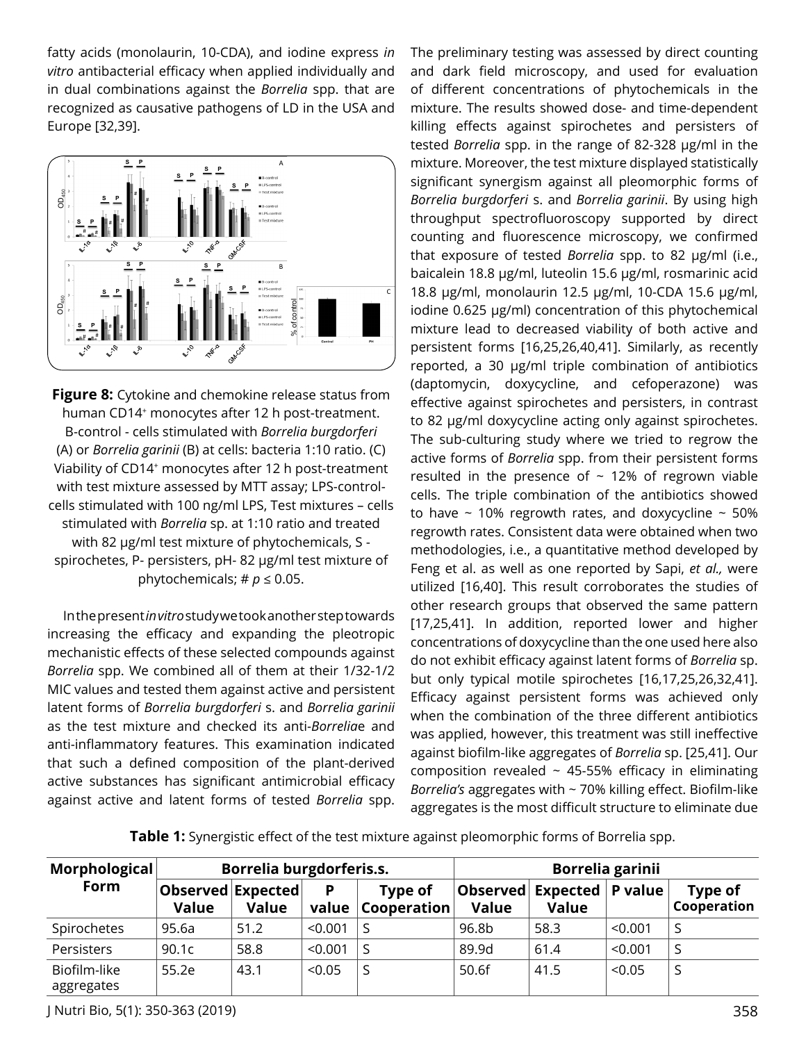fatty acids (monolaurin, 10-CDA), and iodine express *in vitro* antibacterial efficacy when applied individually and in dual combinations against the *Borrelia* spp. that are recognized as causative pathogens of LD in the USA and Europe [32,39].

**Figure 8:** Cytokine and chemokine release status from human CD14⁺ monocytes after 12 h post-treatment. B-control - cells stimulated with *Borrelia burgdorferi* (A) or *Borrelia garinii* (B) at cells: bacteria 1:10 ratio. (C) Viability of CD14⁺ monocytes after 12 h post-treatment with test mixture assessed by MTT assay; LPS-control-cells stimulated with 100 ng/ml LPS, Test mixtures – cells stimulated with *Borrelia* sp. at 1:10 ratio and treated with 82 µg/ml test mixture of phytochemicals, S - spirochetes, P- persisters, pH- 82 µg/ml test mixture of phytochemicals; # $p \leq 0.05$.

In the present *in vitro* study we took another step towards increasing the efficacy and expanding the pleotropic mechanistic effects of these selected compounds against *Borrelia* spp. We combined all of them at their 1/32-1/2 MIC values and tested them against active and persistent latent forms of *Borrelia burgdorferi* s. and *Borrelia garinii* as the test mixture and checked its anti-*Borrelia*e and anti-inflammatory features. This examination indicated that such a defined composition of the plant-derived active substances has significant antimicrobial efficacy against active and latent forms of tested *Borrelia* spp. The preliminary testing was assessed by direct counting and dark field microscopy, and used for evaluation of different concentrations of phytochemicals in the mixture. The results showed dose- and time-dependent killing effects against spirochetes and persisters of tested *Borrelia* spp. in the range of 82-328 µg/ml in the mixture. Moreover, the test mixture displayed statistically significant synergism against all pleomorphic forms of *Borrelia burgdorferi* s. and *Borrelia garinii*. By using high throughput spectrofluoroscopy supported by direct counting and fluorescence microscopy, we confirmed that exposure of tested *Borrelia* spp. to 82 µg/ml (i.e., baicalein 18.8 µg/ml, luteolin 15.6 µg/ml, rosmarinic acid 18.8 µg/ml, monolaurin 12.5 µg/ml, 10-CDA 15.6 µg/ml, iodine 0.625 µg/ml) concentration of this phytochemical mixture lead to decreased viability of both active and persistent forms [16,25,26,40,41]. Similarly, as recently reported, a 30 µg/ml triple combination of antibiotics (daptomycin, doxycycline, and cefoperazone) was effective against spirochetes and persisters, in contrast to 82 µg/ml doxycycline acting only against spirochetes. The sub-culturing study where we tried to regrow the active forms of *Borrelia* spp. from their persistent forms resulted in the presence of ~ 12% of regrown viable cells. The triple combination of the antibiotics showed to have ~ 10% regrowth rates, and doxycycline ~ 50% regrowth rates. Consistent data were obtained when two methodologies, i.e., a quantitative method developed by Feng et al. as well as one reported by Sapi, *et al.,* were utilized [16,40]. This result corroborates the studies of other research groups that observed the same pattern [17,25,41]. In addition, reported lower and higher concentrations of doxycycline than the one used here also do not exhibit efficacy against latent forms of *Borrelia* sp. but only typical motile spirochetes [16,17,25,26,32,41]. Efficacy against persistent forms was achieved only when the combination of the three different antibiotics was applied, however, this treatment was still ineffective against biofilm-like aggregates of *Borrelia* sp. [25,41]. Our composition revealed ~ 45-55% efficacy in eliminating *Borrelia's* aggregates with ~ 70% killing effect. Biofilm-like aggregates is the most difficult structure to eliminate due

**Table 1:** Synergistic effect of the test mixture against pleomorphic forms of Borrelia spp.

| Morphological Form | Borrelia burgdorferis.s. | | | | Borrelia garinii | | | |
|---|---|---|---|---|---|---|---|---|
| | Observed Value | Expected Value | P value | Type of Cooperation | Observed Value | Expected Value | P value | Type of Cooperation |
| Spirochetes | 95.6a | 51.2 | <0.001 | S | 96.8b | 58.3 | <0.001 | S |
| Persisters | 90.1c | 58.8 | <0.001 | S | 89.9d | 61.4 | <0.001 | S |
| Biofilm-like aggregates | 55.2e | 43.1 | <0.05 | S | 50.6f | 41.5 | <0.05 | S |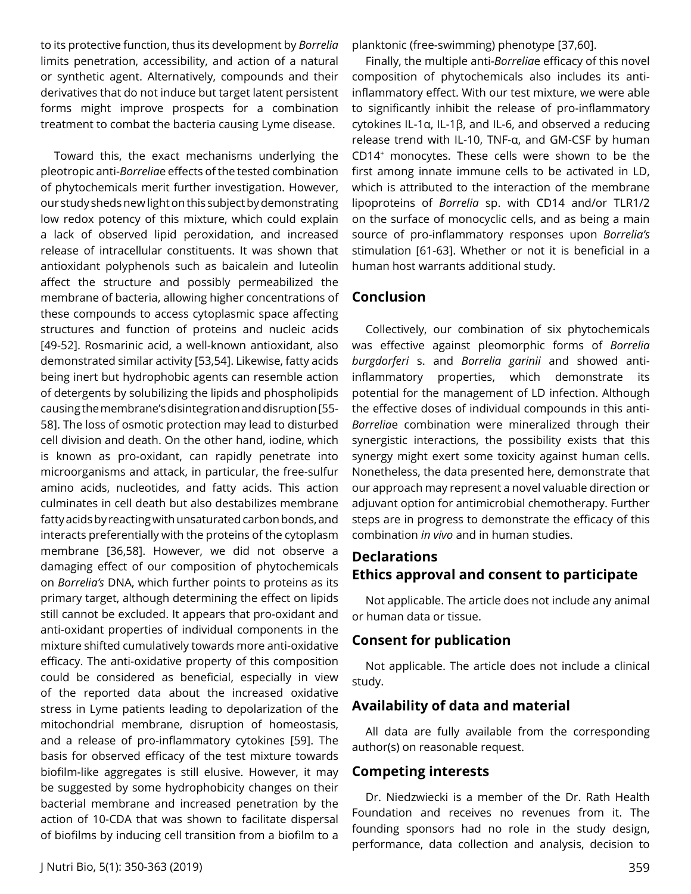to its protective function, thus its development by *Borrelia* limits penetration, accessibility, and action of a natural or synthetic agent. Alternatively, compounds and their derivatives that do not induce but target latent persistent forms might improve prospects for a combination treatment to combat the bacteria causing Lyme disease.

Toward this, the exact mechanisms underlying the pleotropic anti-*Borrelia*e effects of the tested combination of phytochemicals merit further investigation. However, our study sheds new light on this subject by demonstrating low redox potency of this mixture, which could explain a lack of observed lipid peroxidation, and increased release of intracellular constituents. It was shown that antioxidant polyphenols such as baicalein and luteolin affect the structure and possibly permeabilized the membrane of bacteria, allowing higher concentrations of these compounds to access cytoplasmic space affecting structures and function of proteins and nucleic acids [49-52]. Rosmarinic acid, a well-known antioxidant, also demonstrated similar activity [53,54]. Likewise, fatty acids being inert but hydrophobic agents can resemble action of detergents by solubilizing the lipids and phospholipids causing the membrane's disintegration and disruption [55-58]. The loss of osmotic protection may lead to disturbed cell division and death. On the other hand, iodine, which is known as pro-oxidant, can rapidly penetrate into microorganisms and attack, in particular, the free-sulfur amino acids, nucleotides, and fatty acids. This action culminates in cell death but also destabilizes membrane fatty acids by reacting with unsaturated carbon bonds, and interacts preferentially with the proteins of the cytoplasm membrane [36,58]. However, we did not observe a damaging effect of our composition of phytochemicals on *Borrelia's* DNA, which further points to proteins as its primary target, although determining the effect on lipids still cannot be excluded. It appears that pro-oxidant and anti-oxidant properties of individual components in the mixture shifted cumulatively towards more anti-oxidative efficacy. The anti-oxidative property of this composition could be considered as beneficial, especially in view of the reported data about the increased oxidative stress in Lyme patients leading to depolarization of the mitochondrial membrane, disruption of homeostasis, and a release of pro-inflammatory cytokines [59]. The basis for observed efficacy of the test mixture towards biofilm-like aggregates is still elusive. However, it may be suggested by some hydrophobicity changes on their bacterial membrane and increased penetration by the action of 10-CDA that was shown to facilitate dispersal of biofilms by inducing cell transition from a biofilm to a planktonic (free-swimming) phenotype [37,60].

Finally, the multiple anti-*Borrelia*e efficacy of this novel composition of phytochemicals also includes its anti-inflammatory effect. With our test mixture, we were able to significantly inhibit the release of pro-inflammatory cytokines IL-1α, IL-1β, and IL-6, and observed a reducing release trend with IL-10, TNF-α, and GM-CSF by human $CD14^+$ monocytes. These cells were shown to be the first among innate immune cells to be activated in LD, which is attributed to the interaction of the membrane lipoproteins of *Borrelia* sp. with CD14 and/or TLR1/2 on the surface of monocyclic cells, and as being a main source of pro-inflammatory responses upon *Borrelia's* stimulation [61-63]. Whether or not it is beneficial in a human host warrants additional study.

## Conclusion

Collectively, our combination of six phytochemicals was effective against pleomorphic forms of *Borrelia burgdorferi* s. and *Borrelia garinii* and showed anti-inflammatory properties, which demonstrate its potential for the management of LD infection. Although the effective doses of individual compounds in this anti-*Borrelia*e combination were mineralized through their synergistic interactions, the possibility exists that this synergy might exert some toxicity against human cells. Nonetheless, the data presented here, demonstrate that our approach may represent a novel valuable direction or adjuvant option for antimicrobial chemotherapy. Further steps are in progress to demonstrate the efficacy of this combination *in vivo* and in human studies.

## Declarations

## Ethics approval and consent to participate

Not applicable. The article does not include any animal or human data or tissue.

## Consent for publication

Not applicable. The article does not include a clinical study.

## Availability of data and material

All data are fully available from the corresponding author(s) on reasonable request.

## Competing interests

Dr. Niedzwiecki is a member of the Dr. Rath Health Foundation and receives no revenues from it. The founding sponsors had no role in the study design, performance, data collection and analysis, decision to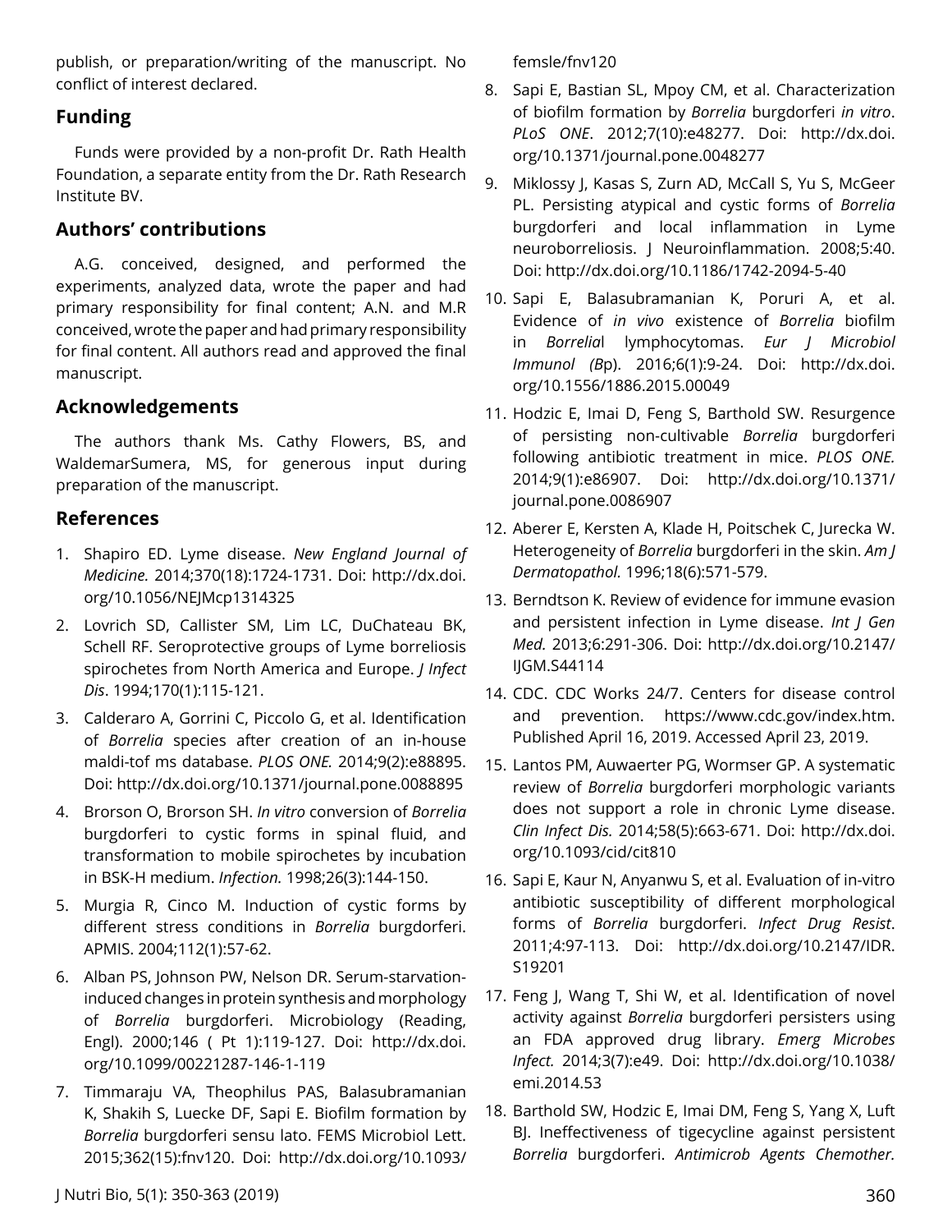publish, or preparation/writing of the manuscript. No conflict of interest declared.

## Funding

Funds were provided by a non-profit Dr. Rath Health Foundation, a separate entity from the Dr. Rath Research Institute BV.

## Authors' contributions

A.G. conceived, designed, and performed the experiments, analyzed data, wrote the paper and had primary responsibility for final content; A.N. and M.R conceived, wrote the paper and had primary responsibility for final content. All authors read and approved the final manuscript.

## Acknowledgements

The authors thank Ms. Cathy Flowers, BS, and WaldemarSumera, MS, for generous input during preparation of the manuscript.

## References

1. Shapiro ED. Lyme disease. *New England Journal of Medicine.* 2014;370(18):1724-1731. Doi: http://dx.doi.org/10.1056/NEJMcp1314325
2. Lovrich SD, Callister SM, Lim LC, DuChateau BK, Schell RF. Seroprotective groups of Lyme borreliosis spirochetes from North America and Europe. *J Infect Dis*. 1994;170(1):115-121.
3. Calderaro A, Gorrini C, Piccolo G, et al. Identification of *Borrelia* species after creation of an in-house maldi-tof ms database. *PLOS ONE.* 2014;9(2):e88895. Doi: http://dx.doi.org/10.1371/journal.pone.0088895
4. Brorson O, Brorson SH. *In vitro* conversion of *Borrelia* burgdorferi to cystic forms in spinal fluid, and transformation to mobile spirochetes by incubation in BSK-H medium. *Infection.* 1998;26(3):144-150.
5. Murgia R, Cinco M. Induction of cystic forms by different stress conditions in *Borrelia* burgdorferi. APMIS. 2004;112(1):57-62.
6. Alban PS, Johnson PW, Nelson DR. Serum-starvation-induced changes in protein synthesis and morphology of *Borrelia* burgdorferi. Microbiology (Reading, Engl). 2000;146 ( Pt 1):119-127. Doi: http://dx.doi.org/10.1099/00221287-146-1-119
7. Timmaraju VA, Theophilus PAS, Balasubramanian K, Shakih S, Luecke DF, Sapi E. Biofilm formation by *Borrelia* burgdorferi sensu lato. FEMS Microbiol Lett. 2015;362(15):fnv120. Doi: http://dx.doi.org/10.1093/femsle/fnv120
8. Sapi E, Bastian SL, Mpoy CM, et al. Characterization of biofilm formation by *Borrelia* burgdorferi *in vitro*. *PLoS ONE*. 2012;7(10):e48277. Doi: http://dx.doi.org/10.1371/journal.pone.0048277
9. Miklossy J, Kasas S, Zurn AD, McCall S, Yu S, McGeer PL. Persisting atypical and cystic forms of *Borrelia* burgdorferi and local inflammation in Lyme neuroborreliosis. J Neuroinflammation. 2008;5:40. Doi: http://dx.doi.org/10.1186/1742-2094-5-40
10. Sapi E, Balasubramanian K, Poruri A, et al. Evidence of *in vivo* existence of *Borrelia* biofilm in *Borrelia*l lymphocytomas. *Eur J Microbiol Immunol (B*p). 2016;6(1):9-24. Doi: http://dx.doi.org/10.1556/1886.2015.00049
11. Hodzic E, Imai D, Feng S, Barthold SW. Resurgence of persisting non-cultivable *Borrelia* burgdorferi following antibiotic treatment in mice. *PLOS ONE.* 2014;9(1):e86907. Doi: http://dx.doi.org/10.1371/journal.pone.0086907
12. Aberer E, Kersten A, Klade H, Poitschek C, Jurecka W. Heterogeneity of *Borrelia* burgdorferi in the skin. *Am J Dermatopathol.* 1996;18(6):571-579.
13. Berndtson K. Review of evidence for immune evasion and persistent infection in Lyme disease. *Int J Gen Med.* 2013;6:291-306. Doi: http://dx.doi.org/10.2147/IJGM.S44114
14. CDC. CDC Works 24/7. Centers for disease control and prevention. https://www.cdc.gov/index.htm. Published April 16, 2019. Accessed April 23, 2019.
15. Lantos PM, Auwaerter PG, Wormser GP. A systematic review of *Borrelia* burgdorferi morphologic variants does not support a role in chronic Lyme disease. *Clin Infect Dis.* 2014;58(5):663-671. Doi: http://dx.doi.org/10.1093/cid/cit810
16. Sapi E, Kaur N, Anyanwu S, et al. Evaluation of in-vitro antibiotic susceptibility of different morphological forms of *Borrelia* burgdorferi. *Infect Drug Resist*. 2011;4:97-113. Doi: http://dx.doi.org/10.2147/IDR.S19201
17. Feng J, Wang T, Shi W, et al. Identification of novel activity against *Borrelia* burgdorferi persisters using an FDA approved drug library. *Emerg Microbes Infect.* 2014;3(7):e49. Doi: http://dx.doi.org/10.1038/emi.2014.53
18. Barthold SW, Hodzic E, Imai DM, Feng S, Yang X, Luft BJ. Ineffectiveness of tigecycline against persistent *Borrelia* burgdorferi. *Antimicrob Agents Chemother.*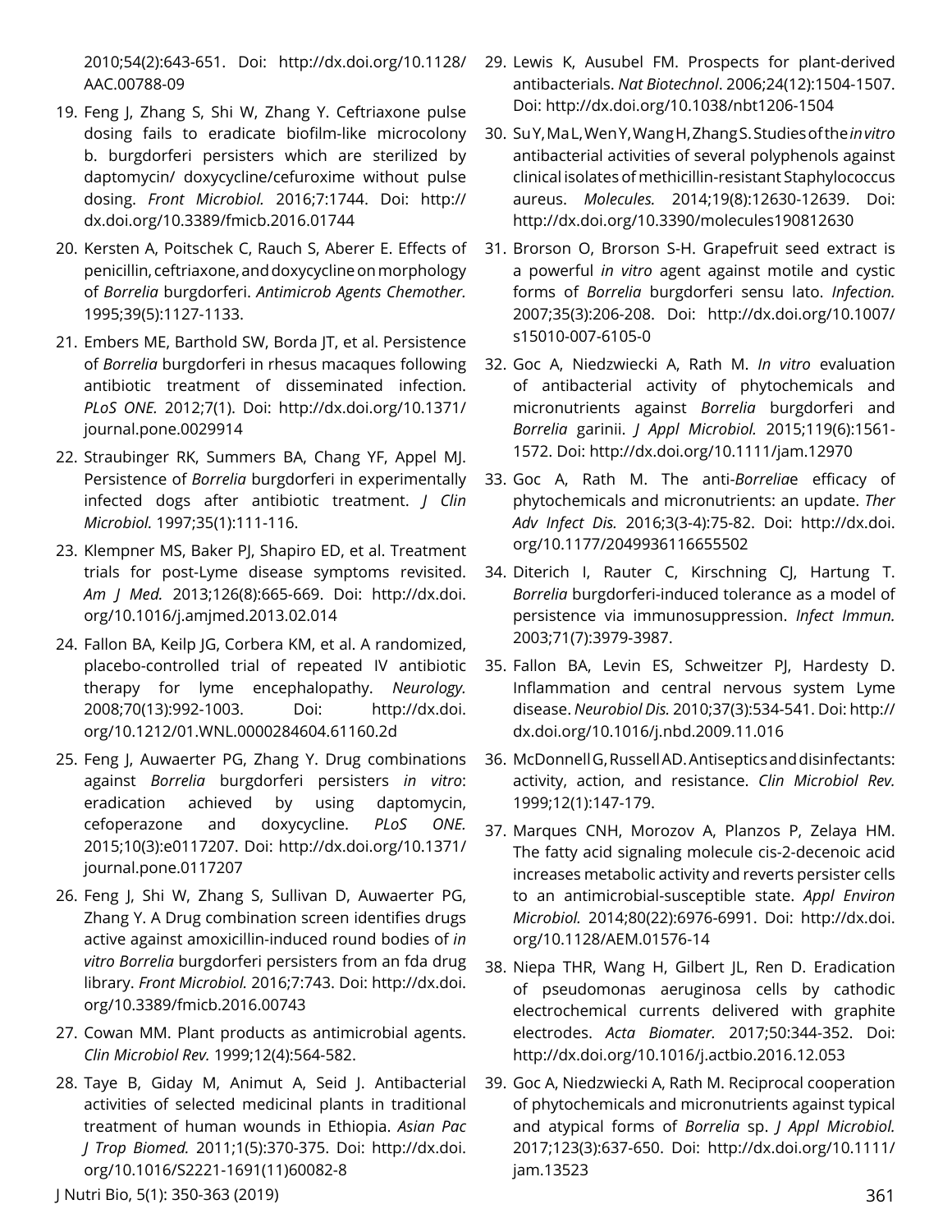2010;54(2):643-651. Doi: http://dx.doi.org/10.1128/AAC.00788-09

19. Feng J, Zhang S, Shi W, Zhang Y. Ceftriaxone pulse dosing fails to eradicate biofilm-like microcolony b. burgdorferi persisters which are sterilized by daptomycin/ doxycycline/cefuroxime without pulse dosing. *Front Microbiol.* 2016;7:1744. Doi: http://dx.doi.org/10.3389/fmicb.2016.01744
20. Kersten A, Poitschek C, Rauch S, Aberer E. Effects of penicillin, ceftriaxone, and doxycycline on morphology of *Borrelia* burgdorferi. *Antimicrob Agents Chemother.* 1995;39(5):1127-1133.
21. Embers ME, Barthold SW, Borda JT, et al. Persistence of *Borrelia* burgdorferi in rhesus macaques following antibiotic treatment of disseminated infection. *PLoS ONE.* 2012;7(1). Doi: http://dx.doi.org/10.1371/journal.pone.0029914
22. Straubinger RK, Summers BA, Chang YF, Appel MJ. Persistence of *Borrelia* burgdorferi in experimentally infected dogs after antibiotic treatment. *J Clin Microbiol.* 1997;35(1):111-116.
23. Klempner MS, Baker PJ, Shapiro ED, et al. Treatment trials for post-Lyme disease symptoms revisited. *Am J Med.* 2013;126(8):665-669. Doi: http://dx.doi.org/10.1016/j.amjmed.2013.02.014
24. Fallon BA, Keilp JG, Corbera KM, et al. A randomized, placebo-controlled trial of repeated IV antibiotic therapy for lyme encephalopathy. *Neurology.* 2008;70(13):992-1003. Doi: http://dx.doi.org/10.1212/01.WNL.0000284604.61160.2d
25. Feng J, Auwaerter PG, Zhang Y. Drug combinations against *Borrelia* burgdorferi persisters *in vitro*: eradication achieved by using daptomycin, cefoperazone and doxycycline. *PLoS ONE.* 2015;10(3):e0117207. Doi: http://dx.doi.org/10.1371/journal.pone.0117207
26. Feng J, Shi W, Zhang S, Sullivan D, Auwaerter PG, Zhang Y. A Drug combination screen identifies drugs active against amoxicillin-induced round bodies of *in vitro Borrelia* burgdorferi persisters from an fda drug library. *Front Microbiol.* 2016;7:743. Doi: http://dx.doi.org/10.3389/fmicb.2016.00743
27. Cowan MM. Plant products as antimicrobial agents. *Clin Microbiol Rev.* 1999;12(4):564-582.
28. Taye B, Giday M, Animut A, Seid J. Antibacterial activities of selected medicinal plants in traditional treatment of human wounds in Ethiopia. *Asian Pac J Trop Biomed.* 2011;1(5):370-375. Doi: http://dx.doi.org/10.1016/S2221-1691(11)60082-8
29. Lewis K, Ausubel FM. Prospects for plant-derived antibacterials. *Nat Biotechnol*. 2006;24(12):1504-1507. Doi: http://dx.doi.org/10.1038/nbt1206-1504
30. Su Y, Ma L, Wen Y, Wang H, Zhang S. Studies of the *in vitro* antibacterial activities of several polyphenols against clinical isolates of methicillin-resistant Staphylococcus aureus. *Molecules.* 2014;19(8):12630-12639. Doi: http://dx.doi.org/10.3390/molecules190812630
31. Brorson O, Brorson S-H. Grapefruit seed extract is a powerful *in vitro* agent against motile and cystic forms of *Borrelia* burgdorferi sensu lato. *Infection.* 2007;35(3):206-208. Doi: http://dx.doi.org/10.1007/s15010-007-6105-0
32. Goc A, Niedzwiecki A, Rath M. *In vitro* evaluation of antibacterial activity of phytochemicals and micronutrients against *Borrelia* burgdorferi and *Borrelia* garinii. *J Appl Microbiol.* 2015;119(6):1561-1572. Doi: http://dx.doi.org/10.1111/jam.12970
33. Goc A, Rath M. The anti-*Borrelia*e efficacy of phytochemicals and micronutrients: an update. *Ther Adv Infect Dis.* 2016;3(3-4):75-82. Doi: http://dx.doi.org/10.1177/2049936116655502
34. Diterich I, Rauter C, Kirschning CJ, Hartung T. *Borrelia* burgdorferi-induced tolerance as a model of persistence via immunosuppression. *Infect Immun.* 2003;71(7):3979-3987.
35. Fallon BA, Levin ES, Schweitzer PJ, Hardesty D. Inflammation and central nervous system Lyme disease. *Neurobiol Dis.* 2010;37(3):534-541. Doi: http://dx.doi.org/10.1016/j.nbd.2009.11.016
36. McDonnell G, Russell AD. Antiseptics and disinfectants: activity, action, and resistance. *Clin Microbiol Rev.* 1999;12(1):147-179.
37. Marques CNH, Morozov A, Planzos P, Zelaya HM. The fatty acid signaling molecule cis-2-decenoic acid increases metabolic activity and reverts persister cells to an antimicrobial-susceptible state. *Appl Environ Microbiol.* 2014;80(22):6976-6991. Doi: http://dx.doi.org/10.1128/AEM.01576-14
38. Niepa THR, Wang H, Gilbert JL, Ren D. Eradication of pseudomonas aeruginosa cells by cathodic electrochemical currents delivered with graphite electrodes. *Acta Biomater.* 2017;50:344-352. Doi: http://dx.doi.org/10.1016/j.actbio.2016.12.053
39. Goc A, Niedzwiecki A, Rath M. Reciprocal cooperation of phytochemicals and micronutrients against typical and atypical forms of *Borrelia* sp. *J Appl Microbiol.* 2017;123(3):637-650. Doi: http://dx.doi.org/10.1111/jam.13523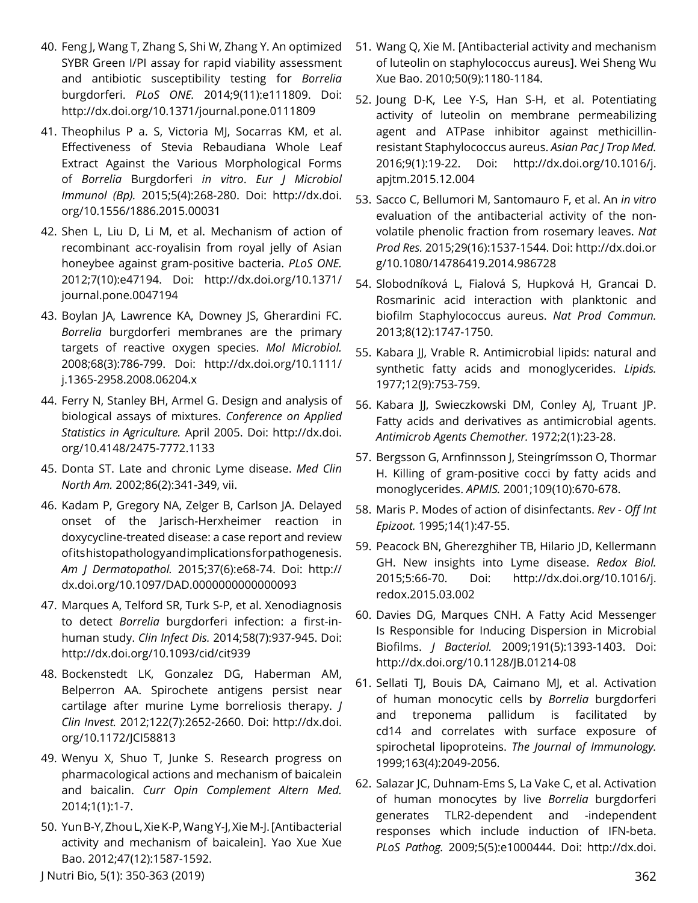40. Feng J, Wang T, Zhang S, Shi W, Zhang Y. An optimized SYBR Green I/PI assay for rapid viability assessment and antibiotic susceptibility testing for *Borrelia* burgdorferi. *PLoS ONE.* 2014;9(11):e111809. Doi: http://dx.doi.org/10.1371/journal.pone.0111809

41. Theophilus P a. S, Victoria MJ, Socarras KM, et al. Effectiveness of Stevia Rebaudiana Whole Leaf Extract Against the Various Morphological Forms of *Borrelia* Burgdorferi *in vitro*. *Eur J Microbiol Immunol (Bp).* 2015;5(4):268-280. Doi: http://dx.doi.org/10.1556/1886.2015.00031

42. Shen L, Liu D, Li M, et al. Mechanism of action of recombinant acc-royalisin from royal jelly of Asian honeybee against gram-positive bacteria. *PLoS ONE.* 2012;7(10):e47194. Doi: http://dx.doi.org/10.1371/journal.pone.0047194

43. Boylan JA, Lawrence KA, Downey JS, Gherardini FC. *Borrelia* burgdorferi membranes are the primary targets of reactive oxygen species. *Mol Microbiol.* 2008;68(3):786-799. Doi: http://dx.doi.org/10.1111/j.1365-2958.2008.06204.x

44. Ferry N, Stanley BH, Armel G. Design and analysis of biological assays of mixtures. *Conference on Applied Statistics in Agriculture.* April 2005. Doi: http://dx.doi.org/10.4148/2475-7772.1133

45. Donta ST. Late and chronic Lyme disease. *Med Clin North Am.* 2002;86(2):341-349, vii.

46. Kadam P, Gregory NA, Zelger B, Carlson JA. Delayed onset of the Jarisch-Herxheimer reaction in doxycycline-treated disease: a case report and review of its histopathology and implications for pathogenesis. *Am J Dermatopathol.* 2015;37(6):e68-74. Doi: http://dx.doi.org/10.1097/DAD.0000000000000093

47. Marques A, Telford SR, Turk S-P, et al. Xenodiagnosis to detect *Borrelia* burgdorferi infection: a first-in-human study. *Clin Infect Dis.* 2014;58(7):937-945. Doi: http://dx.doi.org/10.1093/cid/cit939

48. Bockenstedt LK, Gonzalez DG, Haberman AM, Belperron AA. Spirochete antigens persist near cartilage after murine Lyme borreliosis therapy. *J Clin Invest.* 2012;122(7):2652-2660. Doi: http://dx.doi.org/10.1172/JCI58813

49. Wenyu X, Shuo T, Junke S. Research progress on pharmacological actions and mechanism of baicalein and baicalin. *Curr Opin Complement Altern Med.* 2014;1(1):1-7.

50. Yun B-Y, Zhou L, Xie K-P, Wang Y-J, Xie M-J. [Antibacterial activity and mechanism of baicalein]. Yao Xue Xue Bao. 2012;47(12):1587-1592.

51. Wang Q, Xie M. [Antibacterial activity and mechanism of luteolin on staphylococcus aureus]. Wei Sheng Wu Xue Bao. 2010;50(9):1180-1184.

52. Joung D-K, Lee Y-S, Han S-H, et al. Potentiating activity of luteolin on membrane permeabilizing agent and ATPase inhibitor against methicillin-resistant Staphylococcus aureus. *Asian Pac J Trop Med.* 2016;9(1):19-22. Doi: http://dx.doi.org/10.1016/j.apjtm.2015.12.004

53. Sacco C, Bellumori M, Santomauro F, et al. An *in vitro* evaluation of the antibacterial activity of the non-volatile phenolic fraction from rosemary leaves. *Nat Prod Res.* 2015;29(16):1537-1544. Doi: http://dx.doi.org/10.1080/14786419.2014.986728

54. Slobodníková L, Fialová S, Hupková H, Grancai D. Rosmarinic acid interaction with planktonic and biofilm Staphylococcus aureus. *Nat Prod Commun.* 2013;8(12):1747-1750.

55. Kabara JJ, Vrable R. Antimicrobial lipids: natural and synthetic fatty acids and monoglycerides. *Lipids.* 1977;12(9):753-759.

56. Kabara JJ, Swieczkowski DM, Conley AJ, Truant JP. Fatty acids and derivatives as antimicrobial agents. *Antimicrob Agents Chemother.* 1972;2(1):23-28.

57. Bergsson G, Arnfinnsson J, Steingrímsson O, Thormar H. Killing of gram-positive cocci by fatty acids and monoglycerides. *APMIS.* 2001;109(10):670-678.

58. Maris P. Modes of action of disinfectants. *Rev - Off Int Epizoot.* 1995;14(1):47-55.

59. Peacock BN, Gherezghiher TB, Hilario JD, Kellermann GH. New insights into Lyme disease. *Redox Biol.* 2015;5:66-70. Doi: http://dx.doi.org/10.1016/j.redox.2015.03.002

60. Davies DG, Marques CNH. A Fatty Acid Messenger Is Responsible for Inducing Dispersion in Microbial Biofilms. *J Bacteriol.* 2009;191(5):1393-1403. Doi: http://dx.doi.org/10.1128/JB.01214-08

61. Sellati TJ, Bouis DA, Caimano MJ, et al. Activation of human monocytic cells by *Borrelia* burgdorferi and treponema pallidum is facilitated by cd14 and correlates with surface exposure of spirochetal lipoproteins. *The Journal of Immunology.* 1999;163(4):2049-2056.

62. Salazar JC, Duhnam-Ems S, La Vake C, et al. Activation of human monocytes by live *Borrelia* burgdorferi generates TLR2-dependent and -independent responses which include induction of IFN-beta. *PLoS Pathog.* 2009;5(5):e1000444. Doi: http://dx.doi.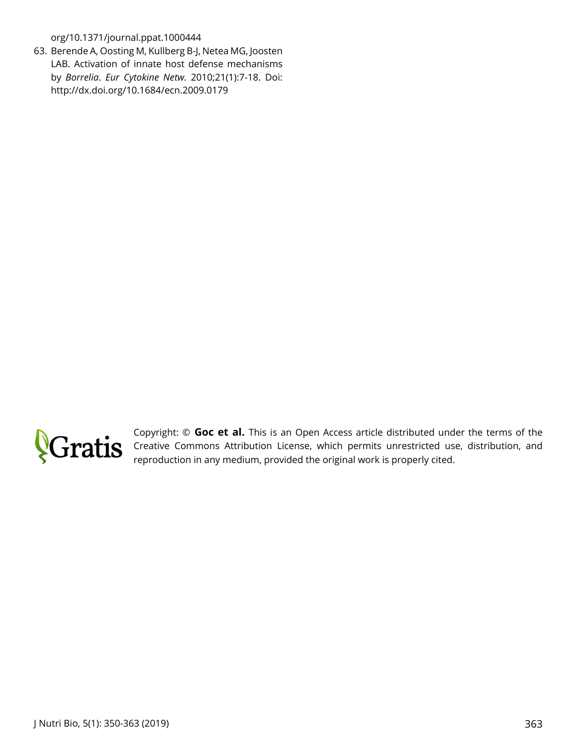org/10.1371/journal.ppat.1000444

63. Berende A, Oosting M, Kullberg B-J, Netea MG, Joosten LAB. Activation of innate host defense mechanisms by *Borrelia*. *Eur Cytokine Netw*. 2010;21(1):7-18. Doi: http://dx.doi.org/10.1684/ecn.2009.0179

Copyright: © **Goc et al.** This is an Open Access article distributed under the terms of the Creative Commons Attribution License, which permits unrestricted use, distribution, and reproduction in any medium, provided the original work is properly cited.